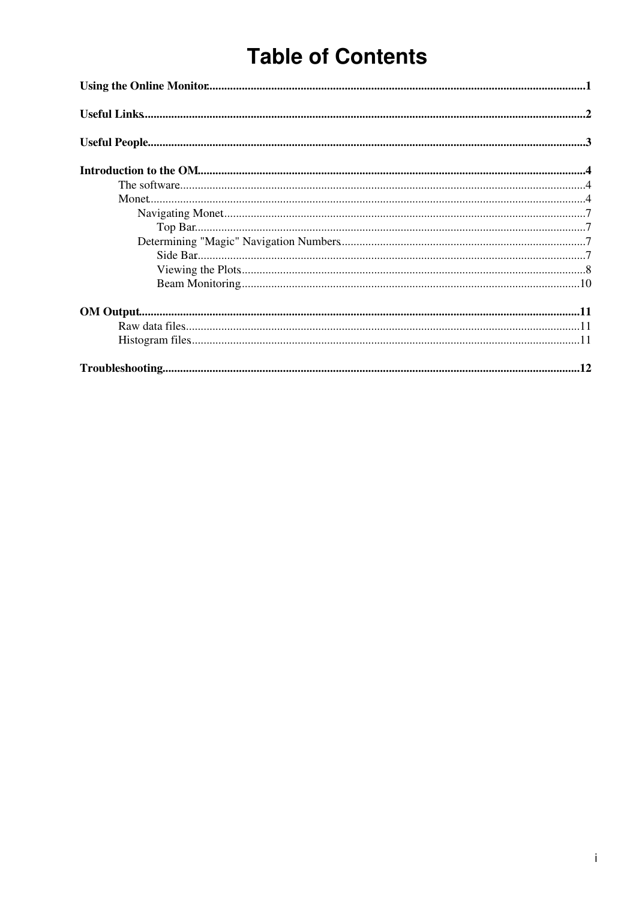# Table of Contents

**Using the Online Monitor**..............................................................................................................................1

**Useful Links**...................................................................................................................................................2

**Useful People**.................................................................................................................................................3

**Introduction to the OM**.................................................................................................................................4

- The software.......................................................................................................................................4
- Monet...................................................................................................................................................4
  - Navigating Monet.......................................................................................................................7
    - Top Bar...............................................................................................................................7
  - Determining "Magic" Navigation Numbers...............................................................................7
    - Side Bar...............................................................................................................................7
    - Viewing the Plots................................................................................................................8
    - Beam Monitoring...............................................................................................................10

**OM Output**...................................................................................................................................................11

- Raw data files...................................................................................................................................11
- Histogram files..................................................................................................................................11

**Troubleshooting**...........................................................................................................................................12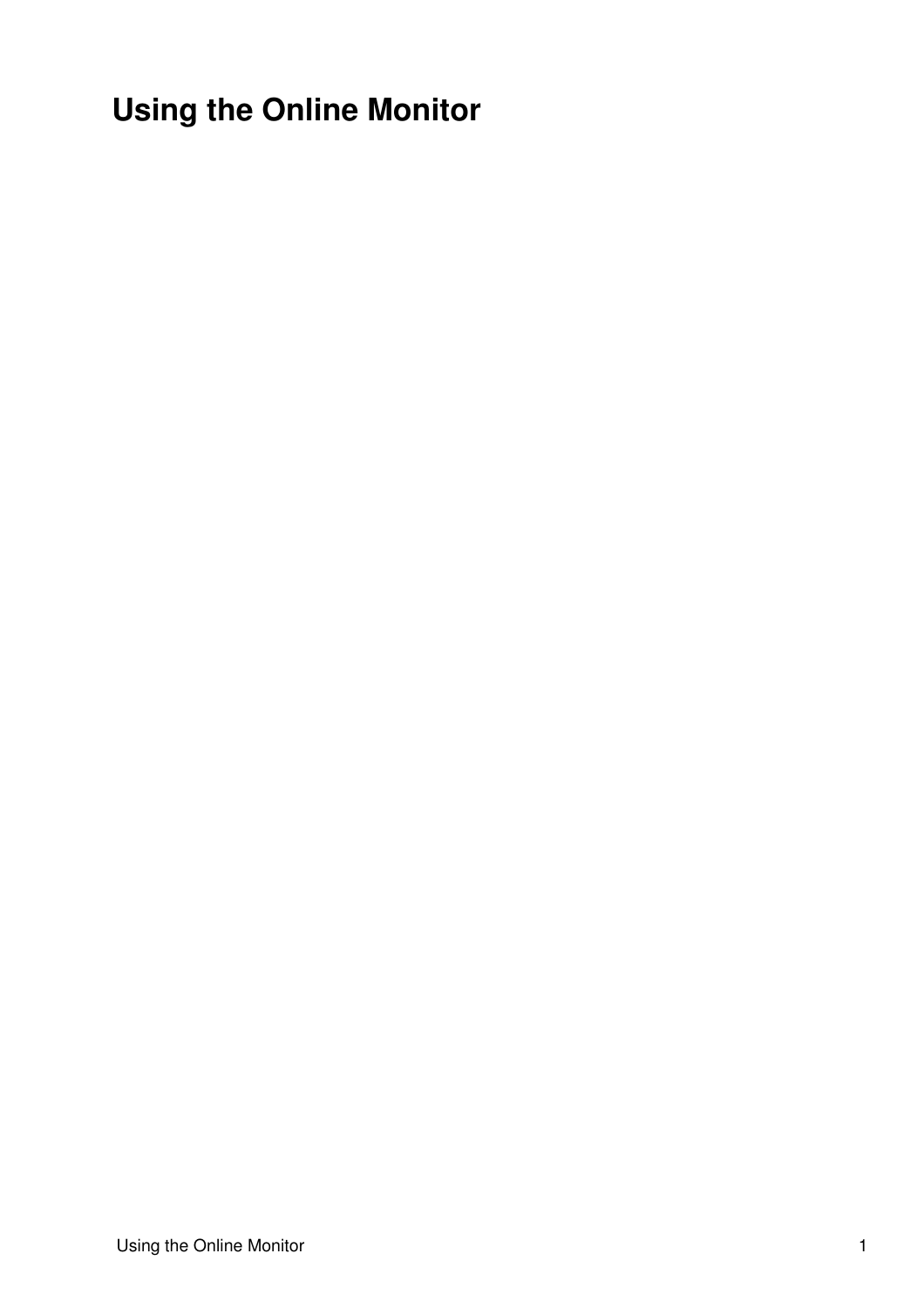# Using the Online Monitor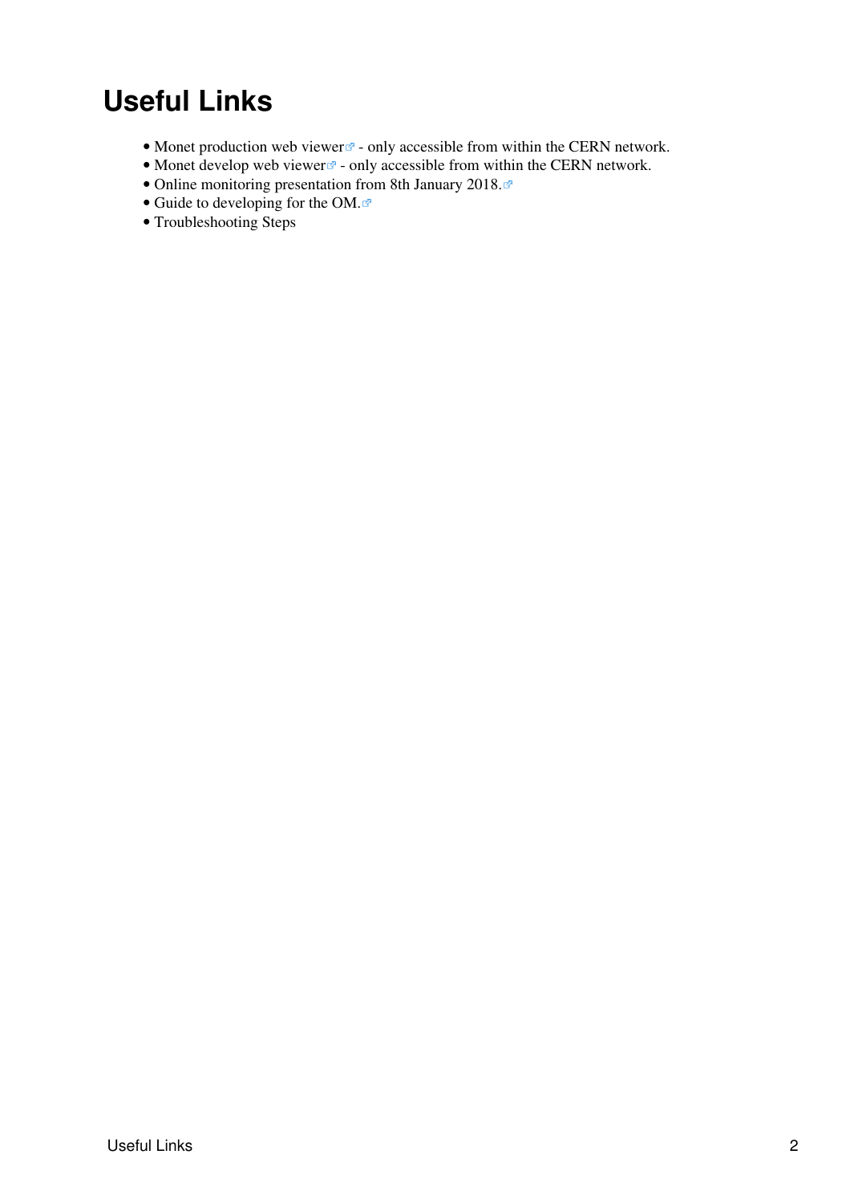# Useful Links

- Monet production web viewer - only accessible from within the CERN network.
- Monet develop web viewer - only accessible from within the CERN network.
- Online monitoring presentation from 8th January 2018.
- Guide to developing for the OM.
- Troubleshooting Steps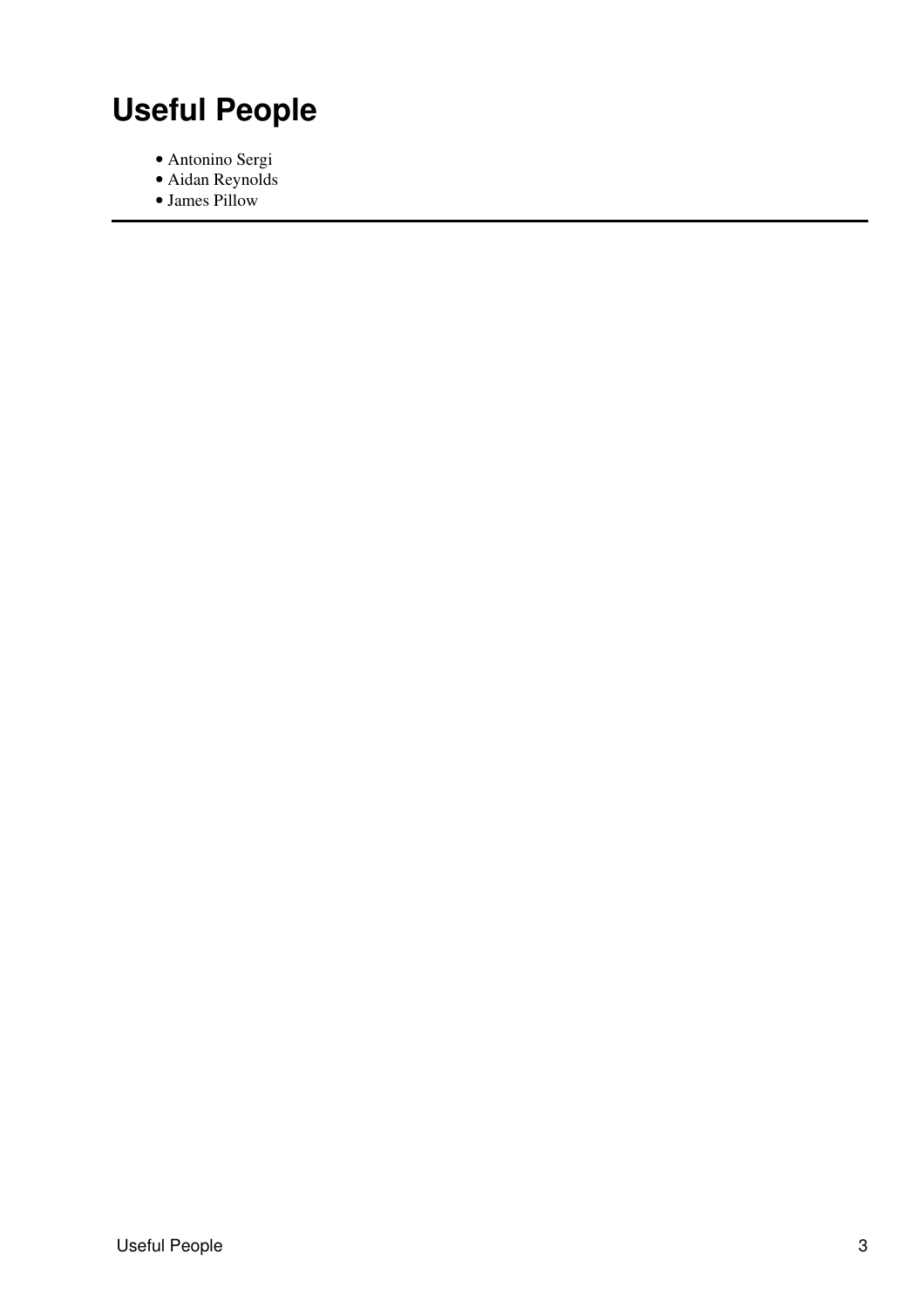# Useful People

- Antonino Sergi
- Aidan Reynolds
- James Pillow

---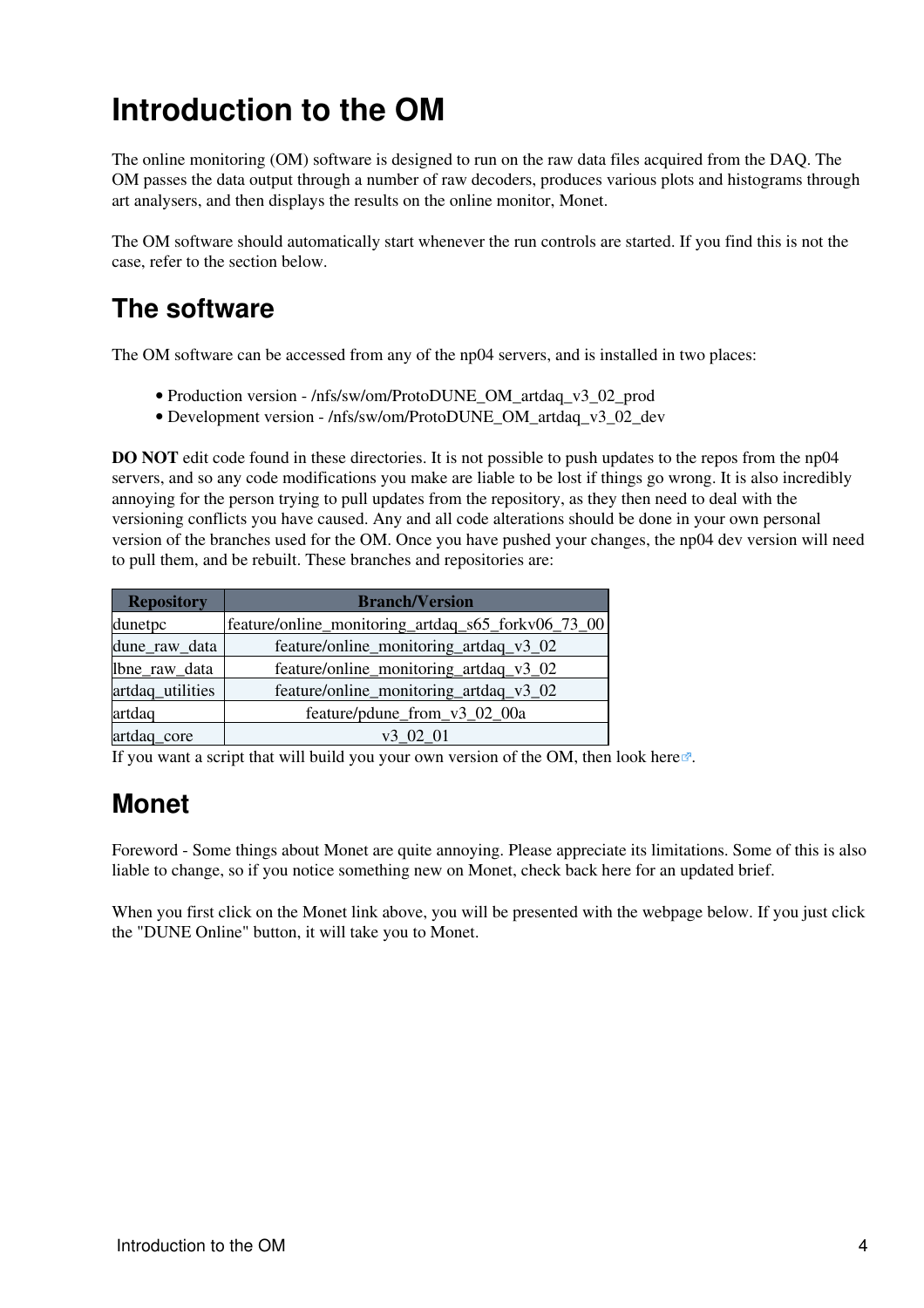# Introduction to the OM

The online monitoring (OM) software is designed to run on the raw data files acquired from the DAQ. The OM passes the data output through a number of raw decoders, produces various plots and histograms through art analysers, and then displays the results on the online monitor, Monet.

The OM software should automatically start whenever the run controls are started. If you find this is not the case, refer to the section below.

## The software

The OM software can be accessed from any of the np04 servers, and is installed in two places:

- Production version - /nfs/sw/om/ProtoDUNE_OM_artdaq_v3_02_prod
- Development version - /nfs/sw/om/ProtoDUNE_OM_artdaq_v3_02_dev

**DO NOT** edit code found in these directories. It is not possible to push updates to the repos from the np04 servers, and so any code modifications you make are liable to be lost if things go wrong. It is also incredibly annoying for the person trying to pull updates from the repository, as they then need to deal with the versioning conflicts you have caused. Any and all code alterations should be done in your own personal version of the branches used for the OM. Once you have pushed your changes, the np04 dev version will need to pull them, and be rebuilt. These branches and repositories are:

| Repository | Branch/Version |
|---|---|
| dunetpc | feature/online_monitoring_artdaq_s65_forkv06_73_00 |
| dune_raw_data | feature/online_monitoring_artdaq_v3_02 |
| lbne_raw_data | feature/online_monitoring_artdaq_v3_02 |
| artdaq_utilities | feature/online_monitoring_artdaq_v3_02 |
| artdaq | feature/pdune_from_v3_02_00a |
| artdaq_core | v3_02_01 |

If you want a script that will build you your own version of the OM, then look here.

## Monet

Foreword - Some things about Monet are quite annoying. Please appreciate its limitations. Some of this is also liable to change, so if you notice something new on Monet, check back here for an updated brief.

When you first click on the Monet link above, you will be presented with the webpage below. If you just click the "DUNE Online" button, it will take you to Monet.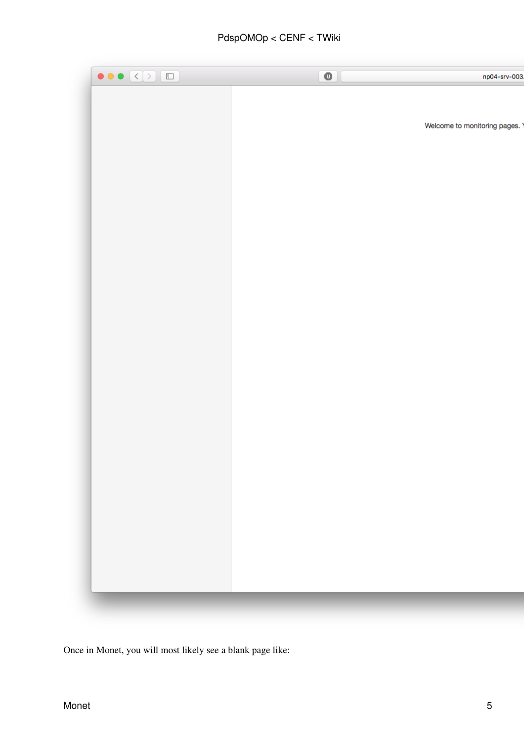Once in Monet, you will most likely see a blank page like: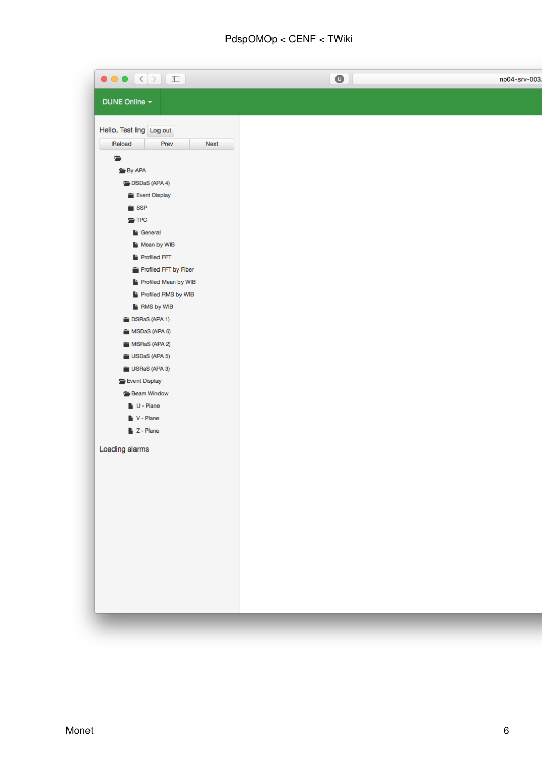np04-srv-003

DUNE Online

Hello, Test Ing Log out

Reload | Prev | Next

- By APA
  - DSDaS (APA 4)
    - Event Display
    - SSP
    - TPC
      - General
      - Mean by WIB
      - Profiled FFT
      - Profiled FFT by Fiber
      - Profiled Mean by WIB
      - Profiled RMS by WIB
      - RMS by WIB
  - DSRaS (APA 1)
  - MSDaS (APA 6)
  - MSRaS (APA 2)
  - USDaS (APA 5)
  - USRaS (APA 3)
- Event Display
  - Beam Window
    - U - Plane
    - V - Plane
    - Z - Plane

Loading alarms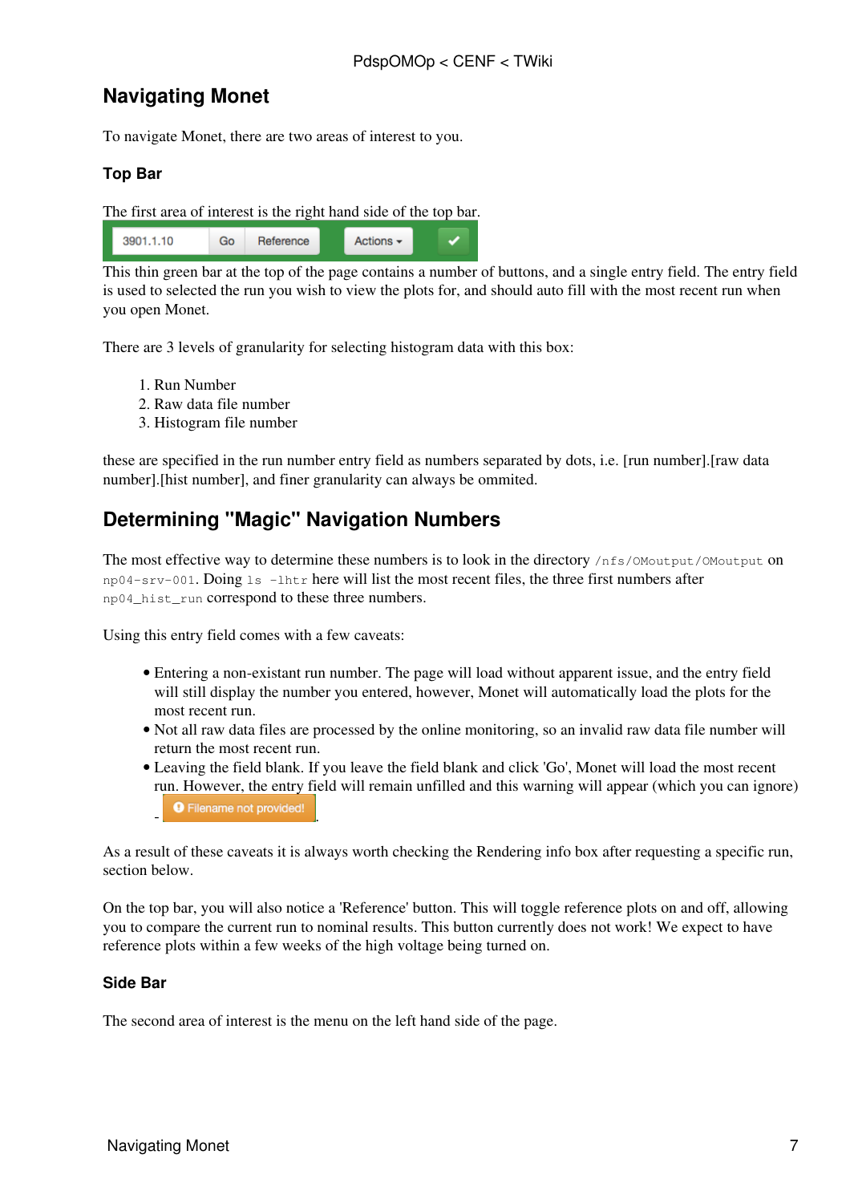## Navigating Monet

To navigate Monet, there are two areas of interest to you.

### Top Bar

The first area of interest is the right hand side of the top bar.

This thin green bar at the top of the page contains a number of buttons, and a single entry field. The entry field is used to selected the run you wish to view the plots for, and should auto fill with the most recent run when you open Monet.

There are 3 levels of granularity for selecting histogram data with this box:

1. Run Number
2. Raw data file number
3. Histogram file number

these are specified in the run number entry field as numbers separated by dots, i.e. [run number].[raw data number].[hist number], and finer granularity can always be ommited.

## Determining "Magic" Navigation Numbers

The most effective way to determine these numbers is to look in the directory `/nfs/OMoutput/OMoutput` on `np04-srv-001`. Doing `ls -lhtr` here will list the most recent files, the three first numbers after `np04_hist_run` correspond to these three numbers.

Using this entry field comes with a few caveats:

- Entering a non-existant run number. The page will load without apparent issue, and the entry field will still display the number you entered, however, Monet will automatically load the plots for the most recent run.
- Not all raw data files are processed by the online monitoring, so an invalid raw data file number will return the most recent run.
- Leaving the field blank. If you leave the field blank and click 'Go', Monet will load the most recent run. However, the entry field will remain unfilled and this warning will appear (which you can ignore) - .

As a result of these caveats it is always worth checking the Rendering info box after requesting a specific run, section below.

On the top bar, you will also notice a 'Reference' button. This will toggle reference plots on and off, allowing you to compare the current run to nominal results. This button currently does not work! We expect to have reference plots within a few weeks of the high voltage being turned on.

### Side Bar

The second area of interest is the menu on the left hand side of the page.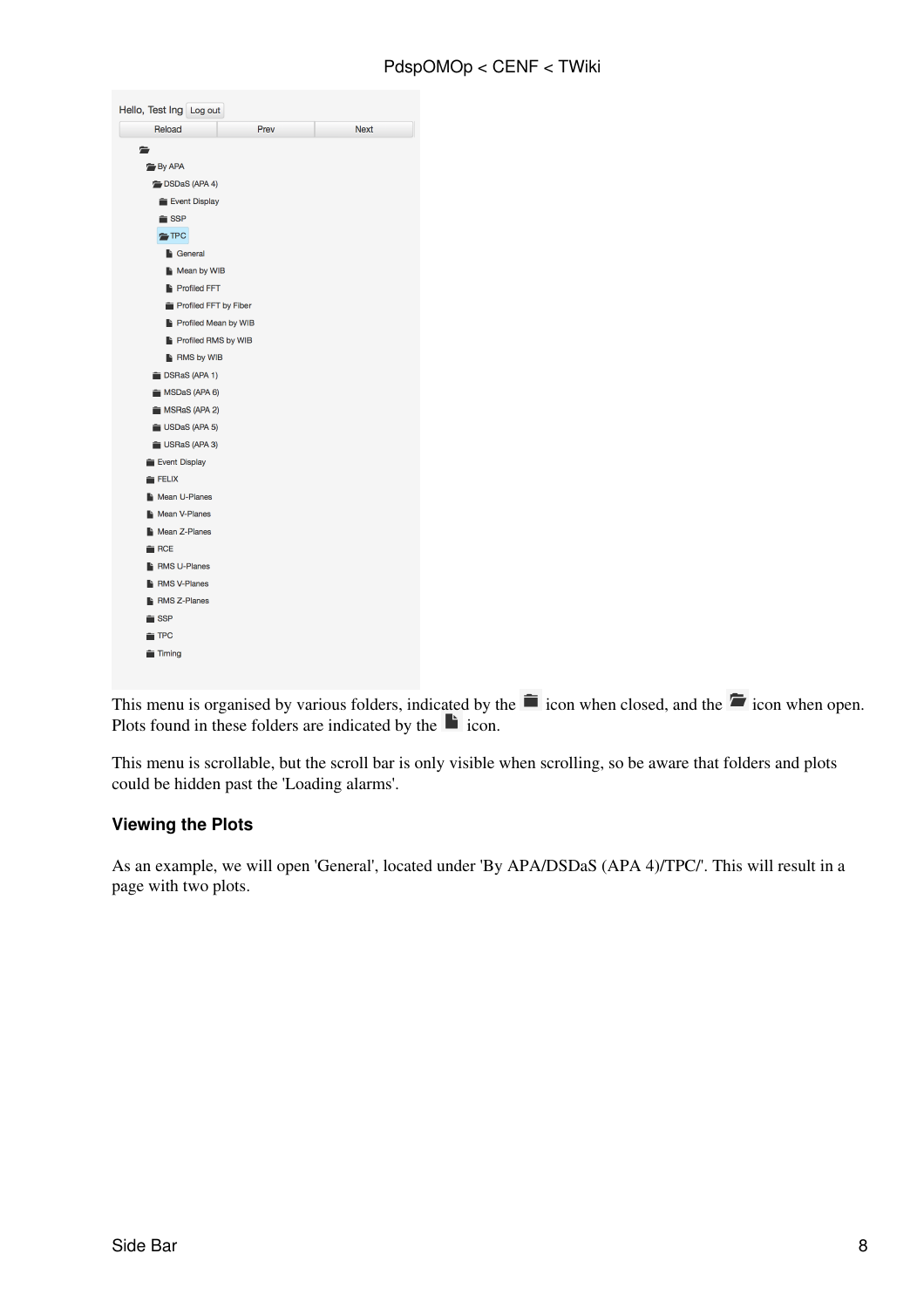Hello, Test Ing Log out

Reload | Prev | Next

- By APA
  - DSDaS (APA 4)
    - Event Display
    - SSP
    - TPC
      - General
      - Mean by WIB
      - Profiled FFT
      - Profiled FFT by Fiber
      - Profiled Mean by WIB
      - Profiled RMS by WIB
      - RMS by WIB
  - DSRaS (APA 1)
  - MSDaS (APA 6)
  - MSRaS (APA 2)
  - USDaS (APA 5)
  - USRaS (APA 3)
- Event Display
- FELIX
- Mean U-Planes
- Mean V-Planes
- Mean Z-Planes
- RCE
- RMS U-Planes
- RMS V-Planes
- RMS Z-Planes
- SSP
- TPC
- Timing

This menu is organised by various folders, indicated by the closed-folder icon when closed, and the open-folder icon when open. Plots found in these folders are indicated by the file icon.

This menu is scrollable, but the scroll bar is only visible when scrolling, so be aware that folders and plots could be hidden past the 'Loading alarms'.

### Viewing the Plots

As an example, we will open 'General', located under 'By APA/DSDaS (APA 4)/TPC/'. This will result in a page with two plots.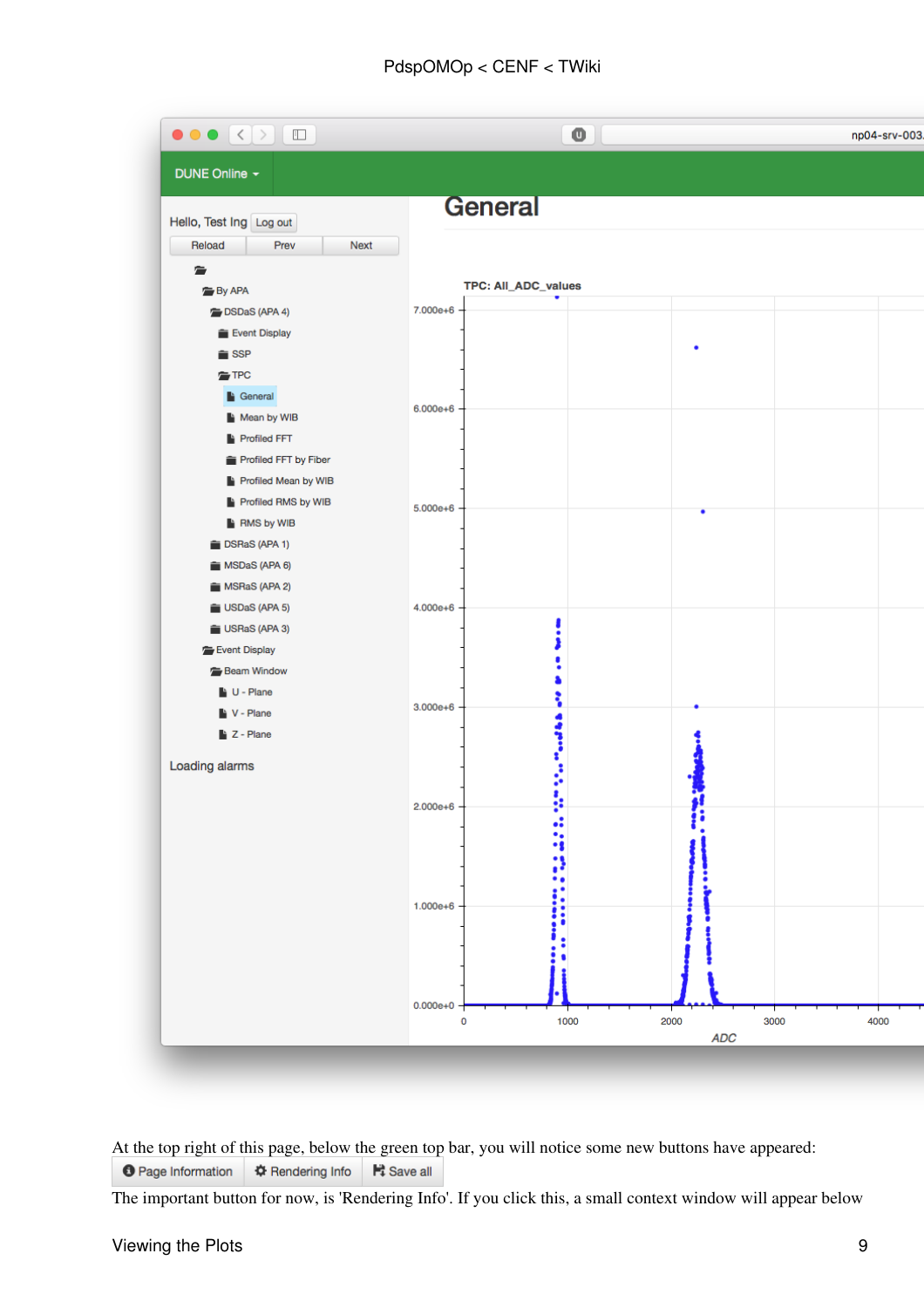At the top right of this page, below the green top bar, you will notice some new buttons have appeared:

Page Information | Rendering Info | Save all

The important button for now, is 'Rendering Info'. If you click this, a small context window will appear below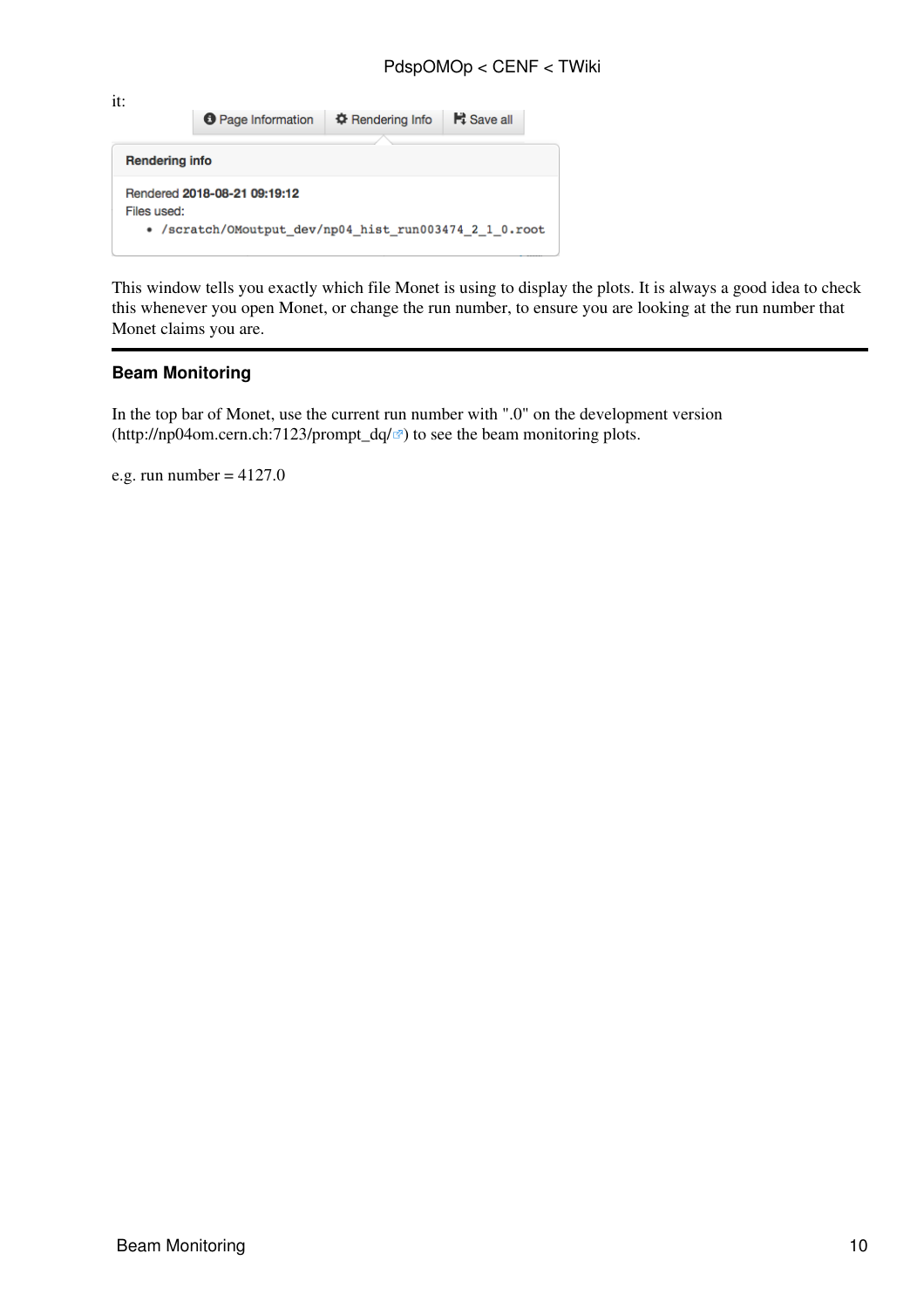it:

Page Information | Rendering Info | Save all

**Rendering info**

Rendered **2018-08-21 09:19:12**
Files used:

- /scratch/OMoutput_dev/np04_hist_run003474_2_1_0.root

This window tells you exactly which file Monet is using to display the plots. It is always a good idea to check this whenever you open Monet, or change the run number, to ensure you are looking at the run number that Monet claims you are.

---

### Beam Monitoring

In the top bar of Monet, use the current run number with ".0" on the development version (http://np04om.cern.ch:7123/prompt_dq/) to see the beam monitoring plots.

e.g. run number = 4127.0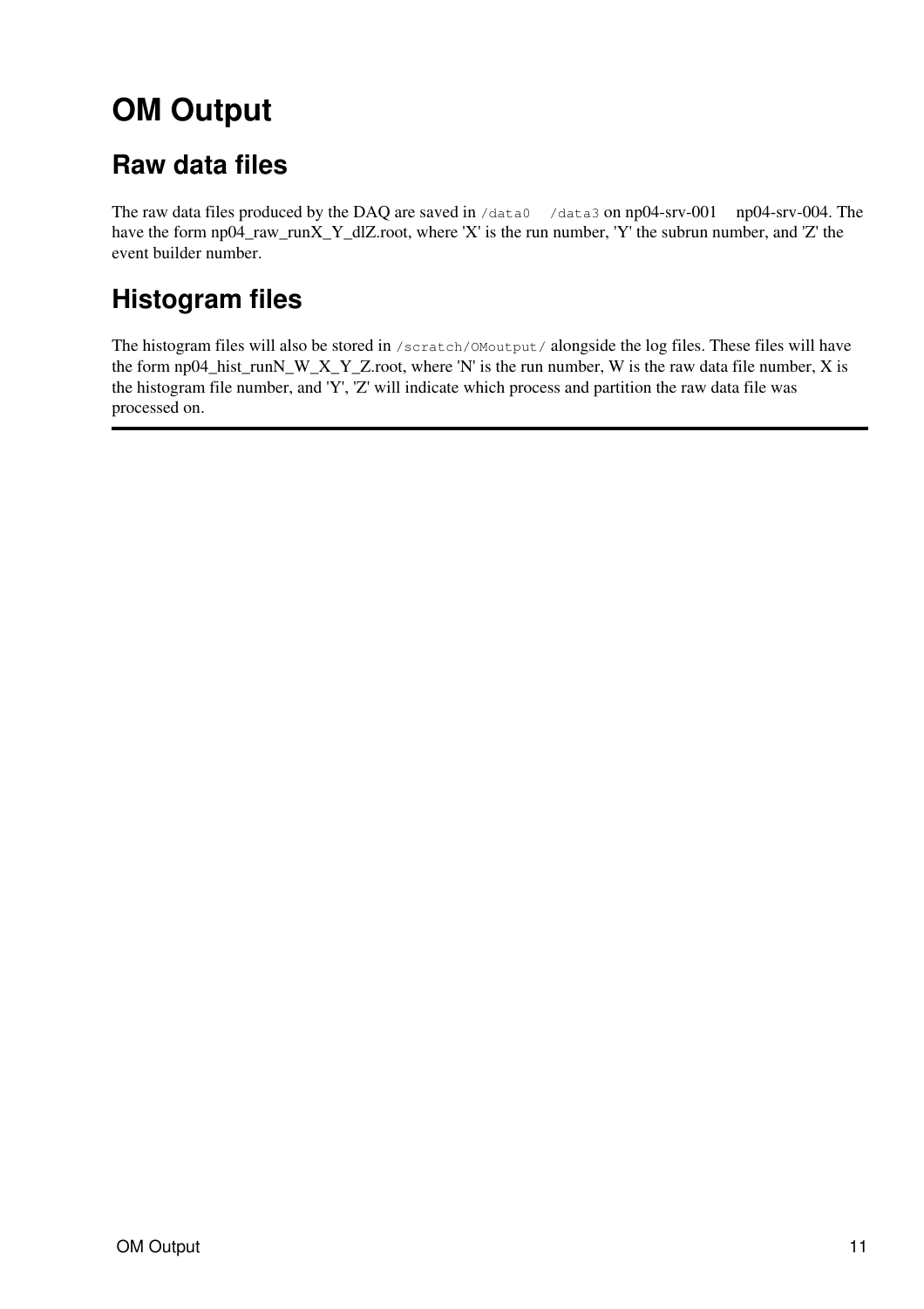# OM Output

## Raw data files

The raw data files produced by the DAQ are saved in `/data0` `/data3` on np04-srv-001 np04-srv-004. The have the form np04_raw_runX_Y_dlZ.root, where 'X' is the run number, 'Y' the subrun number, and 'Z' the event builder number.

## Histogram files

The histogram files will also be stored in `/scratch/OMoutput/` alongside the log files. These files will have the form np04_hist_runN_W_X_Y_Z.root, where 'N' is the run number, W is the raw data file number, X is the histogram file number, and 'Y', 'Z' will indicate which process and partition the raw data file was processed on.

---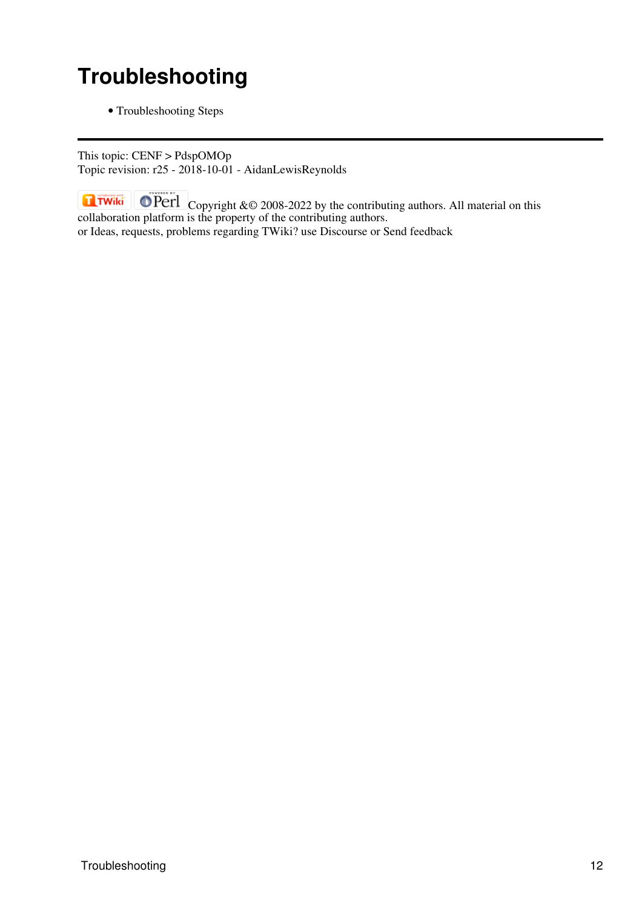# Troubleshooting

- Troubleshooting Steps

---

This topic: CENF > PdspOMOp
Topic revision: r25 - 2018-10-01 - AidanLewisReynolds

Copyright &© 2008-2022 by the contributing authors. All material on this collaboration platform is the property of the contributing authors.
or Ideas, requests, problems regarding TWiki? use Discourse or Send feedback